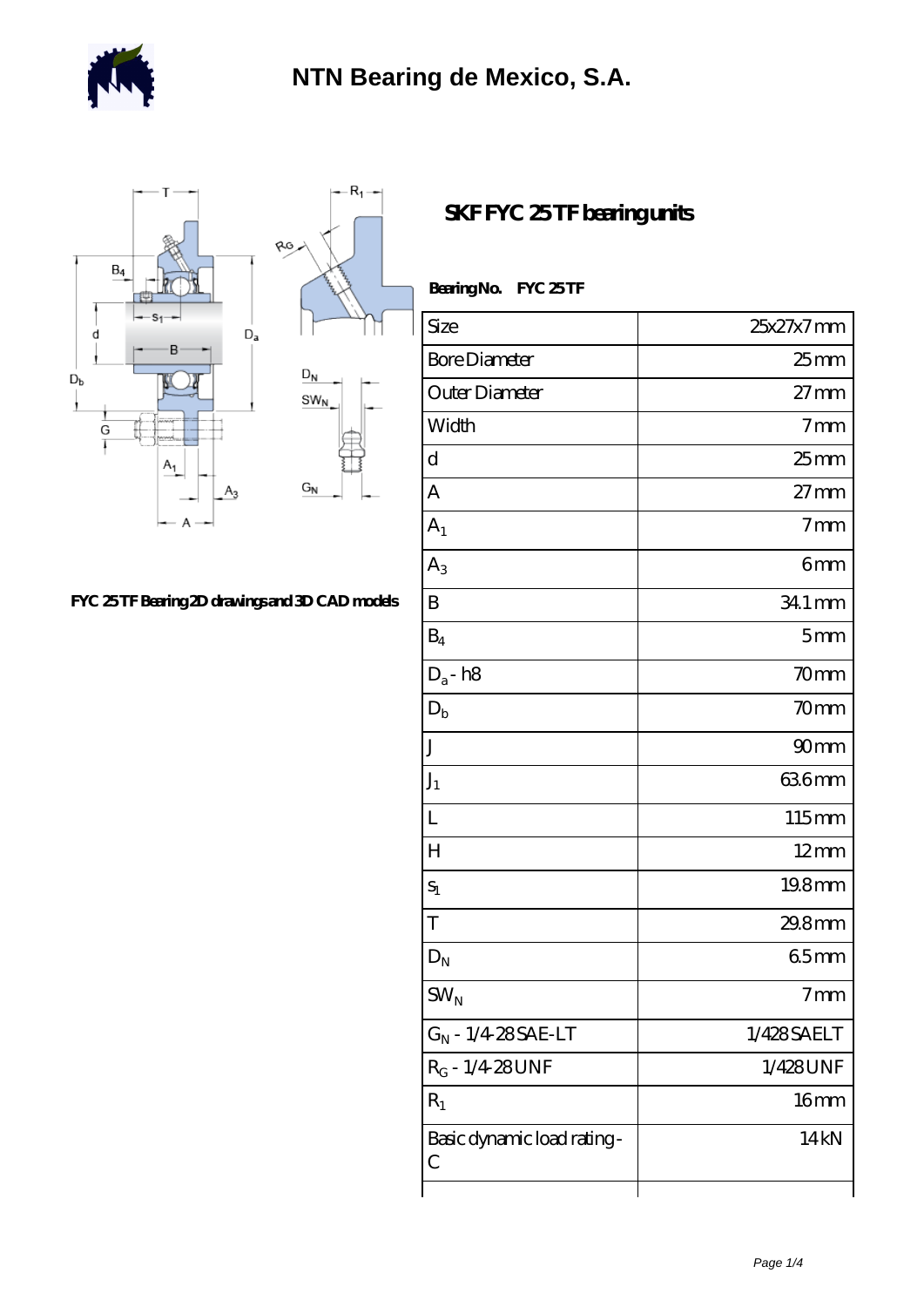# NTN Bearing de Mexico, S.A.

FYC 25 TF Bearing 2D drawings and 3D CAD models

## SKF FYC 25 TF bearing units

**Bearing No.** **FYC 25 TF**

| | |
|---|---|
| Size | 25x27x7 mm |
| Bore Diameter | 25 mm |
| Outer Diameter | 27 mm |
| Width | 7 mm |
| d | 25 mm |
| A | 27 mm |
| $A_1$ | 7 mm |
| $A_3$ | 6 mm |
| B | 34.1 mm |
| $B_4$ | 5 mm |
| $D_a$ - h8 | 70 mm |
| $D_b$ | 70 mm |
| J | 90 mm |
| $J_1$ | 63.6 mm |
| L | 115 mm |
| H | 12 mm |
| $s_1$ | 19.8 mm |
| T | 29.8 mm |
| $D_N$ | 6.5 mm |
| $SW_N$ | 7 mm |
| $G_N$ - 1/4-28 SAE-LT | 1/4 28 SAE LT |
| $R_G$ - 1/4-28 UNF | 1/4 28 UNF |
| $R_1$ | 16 mm |
| Basic dynamic load rating - C | 14 kN |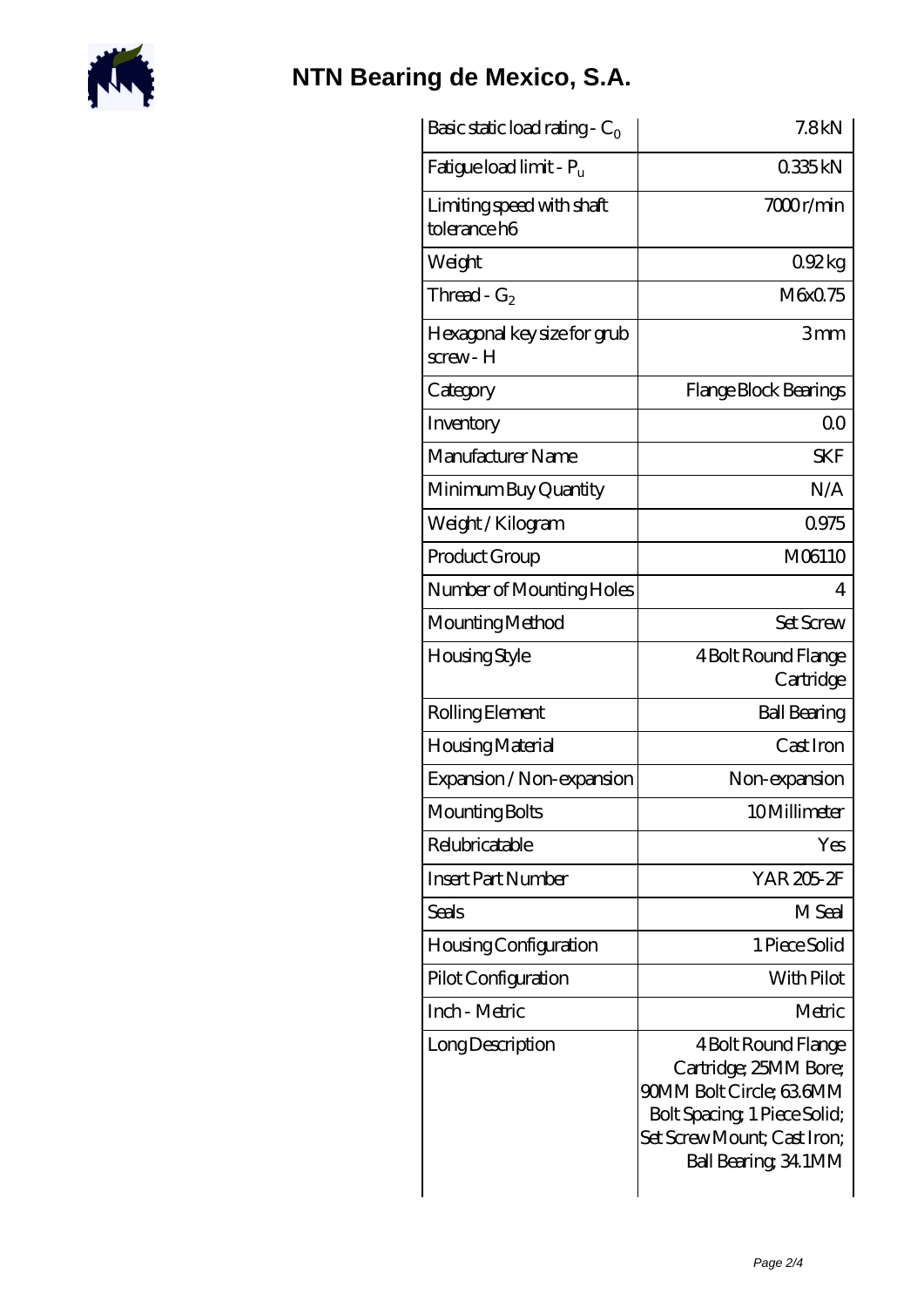# NTN Bearing de Mexico, S.A.

| | |
|---|---|
| Basic static load rating - $C_0$ | 7.8 kN |
| Fatigue load limit - $P_u$ | 0.335 kN |
| Limiting speed with shaft tolerance h6 | 7000 r/min |
| Weight | 0.92 kg |
| Thread - $G_2$ | M6x0.75 |
| Hexagonal key size for grub screw - H | 3 mm |
| Category | Flange Block Bearings |
| Inventory | 0.0 |
| Manufacturer Name | SKF |
| Minimum Buy Quantity | N/A |
| Weight / Kilogram | 0.975 |
| Product Group | M06110 |
| Number of Mounting Holes | 4 |
| Mounting Method | Set Screw |
| Housing Style | 4 Bolt Round Flange Cartridge |
| Rolling Element | Ball Bearing |
| Housing Material | Cast Iron |
| Expansion / Non-expansion | Non-expansion |
| Mounting Bolts | 10 Millimeter |
| Relubricatable | Yes |
| Insert Part Number | YAR 205-2F |
| Seals | M Seal |
| Housing Configuration | 1 Piece Solid |
| Pilot Configuration | With Pilot |
| Inch - Metric | Metric |
| Long Description | 4 Bolt Round Flange Cartridge; 25MM Bore; 90MM Bolt Circle; 63.6MM Bolt Spacing; 1 Piece Solid; Set Screw Mount; Cast Iron; Ball Bearing; 34.1MM |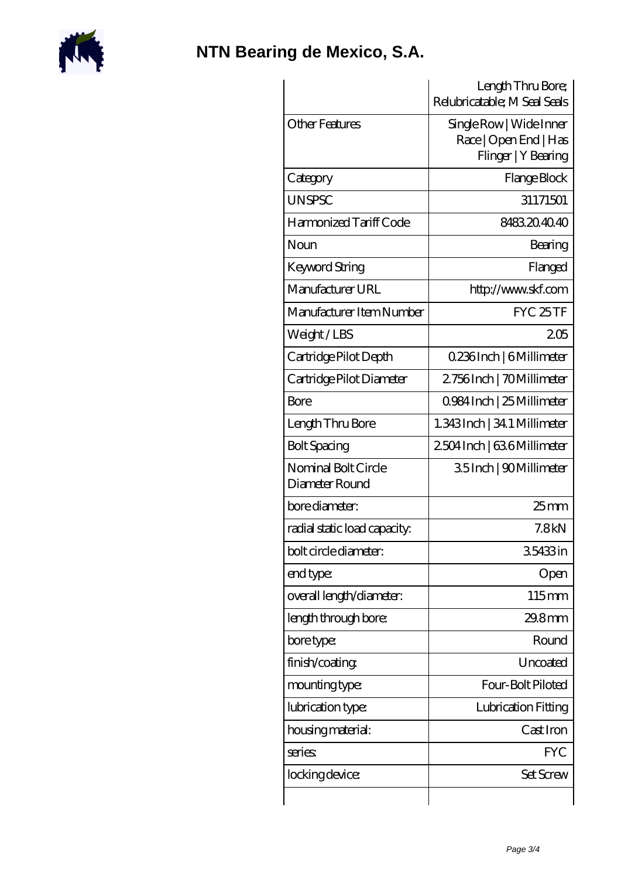# NTN Bearing de Mexico, S.A.

| | Length Thru Bore; Relubricatable; M Seal Seals |
|---|---|
| Other Features | Single Row \| Wide Inner Race \| Open End \| Has Flinger \| Y Bearing |
| Category | Flange Block |
| UNSPSC | 31171501 |
| Harmonized Tariff Code | 8483.20.40.40 |
| Noun | Bearing |
| Keyword String | Flanged |
| Manufacturer URL | http://www.skf.com |
| Manufacturer Item Number | FYC 25 TF |
| Weight / LBS | 2.05 |
| Cartridge Pilot Depth | 0.236 Inch \| 6 Millimeter |
| Cartridge Pilot Diameter | 2.756 Inch \| 70 Millimeter |
| Bore | 0.984 Inch \| 25 Millimeter |
| Length Thru Bore | 1.343 Inch \| 34.1 Millimeter |
| Bolt Spacing | 2.504 Inch \| 63.6 Millimeter |
| Nominal Bolt Circle Diameter Round | 3.5 Inch \| 90 Millimeter |
| bore diameter: | 25 mm |
| radial static load capacity: | 7.8 kN |
| bolt circle diameter: | 3.5433 in |
| end type: | Open |
| overall length/diameter: | 115 mm |
| length through bore: | 29.8 mm |
| bore type: | Round |
| finish/coating: | Uncoated |
| mounting type: | Four-Bolt Piloted |
| lubrication type: | Lubrication Fitting |
| housing material: | Cast Iron |
| series: | FYC |
| locking device: | Set Screw |
| | |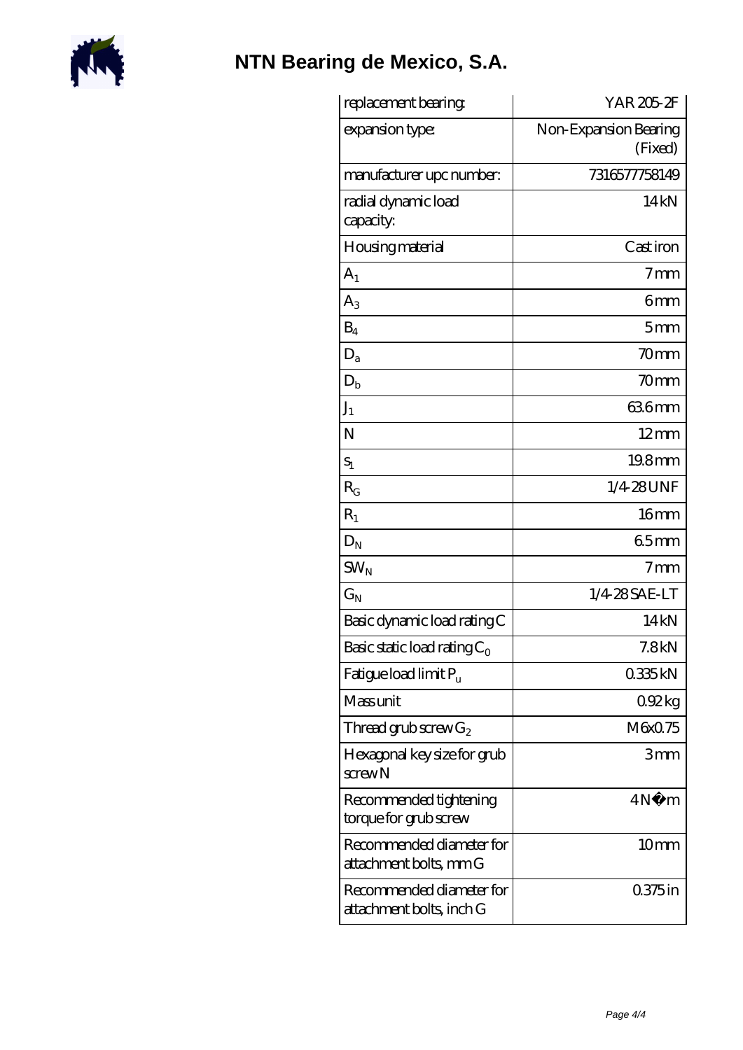# NTN Bearing de Mexico, S.A.

| | |
|---|---|
| replacement bearing: | YAR 205-2F |
| expansion type: | Non-Expansion Bearing (Fixed) |
| manufacturer upc number: | 7316577758149 |
| radial dynamic load capacity: | 14 kN |
| Housing material | Cast iron |
| $A_1$ | 7 mm |
| $A_3$ | 6 mm |
| $B_4$ | 5 mm |
| $D_a$ | 70 mm |
| $D_b$ | 70 mm |
| $J_1$ | 63.6 mm |
| N | 12 mm |
| $S_1$ | 19.8 mm |
| $R_G$ | 1/4-28 UNF |
| $R_1$ | 16 mm |
| $D_N$ | 6.5 mm |
| $SW_N$ | 7 mm |
| $G_N$ | 1/4-28 SAE-LT |
| Basic dynamic load rating C | 14 kN |
| Basic static load rating $C_0$ | 7.8 kN |
| Fatigue load limit $P_u$ | 0.335 kN |
| Mass unit | 0.92 kg |
| Thread grub screw $G_2$ | M6x0.75 |
| Hexagonal key size for grub screw N | 3 mm |
| Recommended tightening torque for grub screw | 4 N�m |
| Recommended diameter for attachment bolts, mm G | 10 mm |
| Recommended diameter for attachment bolts, inch G | 0.375 in |